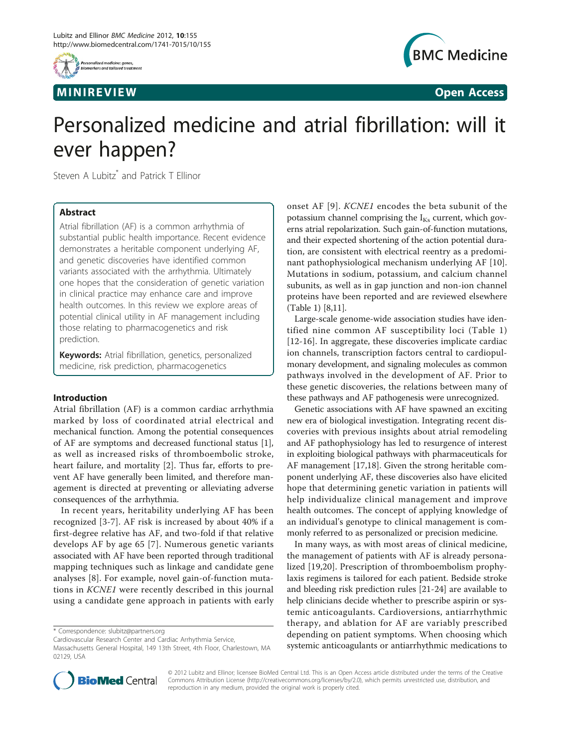MINIREVIEW Open Access

# Personalized medicine and atrial fibrillation: will it ever happen?

Steven A Lubitz* and Patrick T Ellinor

## Abstract

Atrial fibrillation (AF) is a common arrhythmia of substantial public health importance. Recent evidence demonstrates a heritable component underlying AF, and genetic discoveries have identified common variants associated with the arrhythmia. Ultimately one hopes that the consideration of genetic variation in clinical practice may enhance care and improve health outcomes. In this review we explore areas of potential clinical utility in AF management including those relating to pharmacogenetics and risk prediction.

**Keywords:** Atrial fibrillation, genetics, personalized medicine, risk prediction, pharmacogenetics

## Introduction

Atrial fibrillation (AF) is a common cardiac arrhythmia marked by loss of coordinated atrial electrical and mechanical function. Among the potential consequences of AF are symptoms and decreased functional status [1], as well as increased risks of thromboembolic stroke, heart failure, and mortality [2]. Thus far, efforts to prevent AF have generally been limited, and therefore management is directed at preventing or alleviating adverse consequences of the arrhythmia.

In recent years, heritability underlying AF has been recognized [3-7]. AF risk is increased by about 40% if a first-degree relative has AF, and two-fold if that relative develops AF by age 65 [7]. Numerous genetic variants associated with AF have been reported through traditional mapping techniques such as linkage and candidate gene analyses [8]. For example, novel gain-of-function mutations in *KCNE1* were recently described in this journal using a candidate gene approach in patients with early onset AF [9]. *KCNE1* encodes the beta subunit of the potassium channel comprising the $I_{Ks}$ current, which governs atrial repolarization. Such gain-of-function mutations, and their expected shortening of the action potential duration, are consistent with electrical reentry as a predominant pathophysiological mechanism underlying AF [10]. Mutations in sodium, potassium, and calcium channel subunits, as well as in gap junction and non-ion channel proteins have been reported and are reviewed elsewhere (Table 1) [8,11].

Large-scale genome-wide association studies have identified nine common AF susceptibility loci (Table 1) [12-16]. In aggregate, these discoveries implicate cardiac ion channels, transcription factors central to cardiopulmonary development, and signaling molecules as common pathways involved in the development of AF. Prior to these genetic discoveries, the relations between many of these pathways and AF pathogenesis were unrecognized.

Genetic associations with AF have spawned an exciting new era of biological investigation. Integrating recent discoveries with previous insights about atrial remodeling and AF pathophysiology has led to resurgence of interest in exploiting biological pathways with pharmaceuticals for AF management [17,18]. Given the strong heritable component underlying AF, these discoveries also have elicited hope that determining genetic variation in patients will help individualize clinical management and improve health outcomes. The concept of applying knowledge of an individual's genotype to clinical management is commonly referred to as personalized or precision medicine.

In many ways, as with most areas of clinical medicine, the management of patients with AF is already personalized [19,20]. Prescription of thromboembolism prophylaxis regimens is tailored for each patient. Bedside stroke and bleeding risk prediction rules [21-24] are available to help clinicians decide whether to prescribe aspirin or systemic anticoagulants. Cardioversions, antiarrhythmic therapy, and ablation for AF are variably prescribed depending on patient symptoms. When choosing which systemic anticoagulants or antiarrhythmic medications to

* Correspondence: slubitz@partners.org
Cardiovascular Research Center and Cardiac Arrhythmia Service, Massachusetts General Hospital, 149 13th Street, 4th Floor, Charlestown, MA 02129, USA

© 2012 Lubitz and Ellinor; licensee BioMed Central Ltd. This is an Open Access article distributed under the terms of the Creative Commons Attribution License (http://creativecommons.org/licenses/by/2.0), which permits unrestricted use, distribution, and reproduction in any medium, provided the original work is properly cited.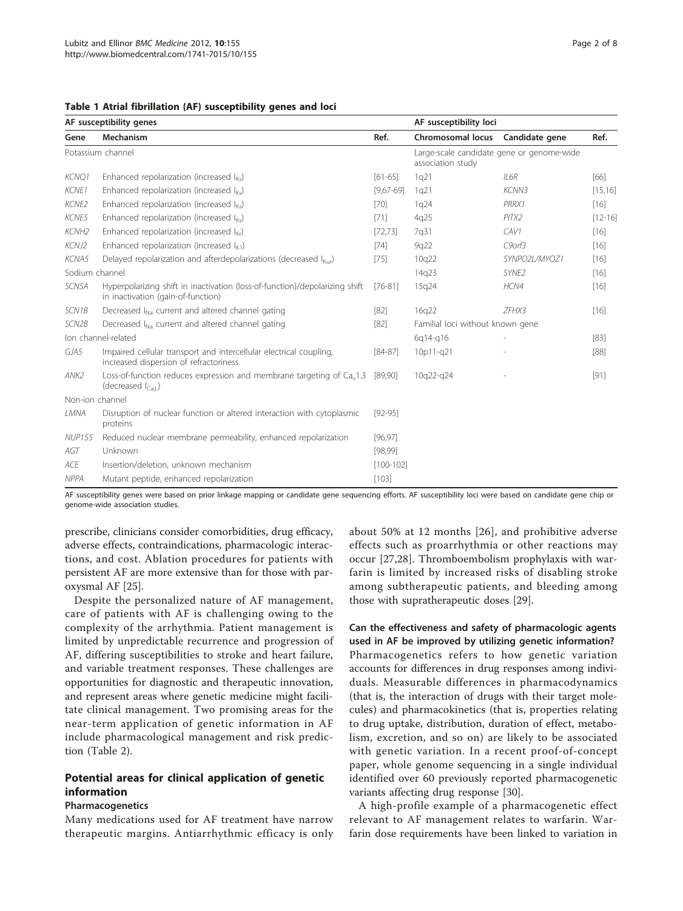**Table 1 Atrial fibrillation (AF) susceptibility genes and loci**

| AF susceptibility genes | | | AF susceptibility loci | | |
|---|---|---|---|---|---|
| **Gene** | **Mechanism** | **Ref.** | **Chromosomal locus** | **Candidate gene** | **Ref.** |
| Potassium channel | | | Large-scale candidate gene or genome-wide association study | | |
| *KCNQ1* | Enhanced repolarization (increased $I_{Ks}$) | [61-65] | 1q21 | *IL6R* | [66] |
| *KCNE1* | Enhanced repolarization (increased $I_{Ks}$) | [9,67-69] | 1q21 | *KCNN3* | [15,16] |
| *KCNE2* | Enhanced repolarization (increased $I_{Ks}$) | [70] | 1q24 | *PRRX1* | [16] |
| *KCNE5* | Enhanced repolarization (increased $I_{Ks}$) | [71] | 4q25 | *PITX2* | [12-16] |
| *KCNH2* | Enhanced repolarization (increased $I_{Kr}$) | [72,73] | 7q31 | *CAV1* | [16] |
| *KCNJ2* | Enhanced repolarization (increased $I_{K1}$) | [74] | 9q22 | *C9orf3* | [16] |
| *KCNA5* | Delayed repolarization and afterdepolarizations (decreased $I_{Kur}$) | [75] | 10q22 | *SYNPO2L/MYOZ1* | [16] |
| Sodium channel | | | 14q23 | *SYNE2* | [16] |
| *SCN5A* | Hyperpolarizing shift in inactivation (loss-of-function)/depolarizing shift in inactivation (gain-of-function) | [76-81] | 15q24 | *HCN4* | [16] |
| *SCN1B* | Decreased $I_{Na}$ current and altered channel gating | [82] | 16q22 | *ZFHX3* | [16] |
| *SCN2B* | Decreased $I_{Na}$ current and altered channel gating | [82] | Familial loci without known gene | | |
| Ion channel-related | | | 6q14-q16 | - | [83] |
| *GJA5* | Impaired cellular transport and intercellular electrical coupling, increased dispersion of refractoriness | [84-87] | 10p11-q21 | - | [88] |
| *ANK2* | Loss-of-function reduces expression and membrane targeting of $Ca_v1.3$ (decreased $I_{CaL}$) | [89,90] | 10q22-q24 | - | [91] |
| Non-ion channel | | | | | |
| *LMNA* | Disruption of nuclear function or altered interaction with cytoplasmic proteins | [92-95] | | | |
| *NUP155* | Reduced nuclear membrane permeability, enhanced repolarization | [96,97] | | | |
| *AGT* | Unknown | [98,99] | | | |
| *ACE* | Insertion/deletion, unknown mechanism | [100-102] | | | |
| *NPPA* | Mutant peptide, enhanced repolarization | [103] | | | |

AF susceptibility genes were based on prior linkage mapping or candidate gene sequencing efforts. AF susceptibility loci were based on candidate gene chip or genome-wide association studies.

prescribe, clinicians consider comorbidities, drug efficacy, adverse effects, contraindications, pharmacologic interactions, and cost. Ablation procedures for patients with persistent AF are more extensive than for those with paroxysmal AF [25].

Despite the personalized nature of AF management, care of patients with AF is challenging owing to the complexity of the arrhythmia. Patient management is limited by unpredictable recurrence and progression of AF, differing susceptibilities to stroke and heart failure, and variable treatment responses. These challenges are opportunities for diagnostic and therapeutic innovation, and represent areas where genetic medicine might facilitate clinical management. Two promising areas for the near-term application of genetic information in AF include pharmacological management and risk prediction (Table 2).

## Potential areas for clinical application of genetic information

### Pharmacogenetics

Many medications used for AF treatment have narrow therapeutic margins. Antiarrhythmic efficacy is only about 50% at 12 months [26], and prohibitive adverse effects such as proarrhythmia or other reactions may occur [27,28]. Thromboembolism prophylaxis with warfarin is limited by increased risks of disabling stroke among subtherapeutic patients, and bleeding among those with supratherapeutic doses [29].

**Can the effectiveness and safety of pharmacologic agents used in AF be improved by utilizing genetic information?**
Pharmacogenetics refers to how genetic variation accounts for differences in drug responses among individuals. Measurable differences in pharmacodynamics (that is, the interaction of drugs with their target molecules) and pharmacokinetics (that is, properties relating to drug uptake, distribution, duration of effect, metabolism, excretion, and so on) are likely to be associated with genetic variation. In a recent proof-of-concept paper, whole genome sequencing in a single individual identified over 60 previously reported pharmacogenetic variants affecting drug response [30].

A high-profile example of a pharmacogenetic effect relevant to AF management relates to warfarin. Warfarin dose requirements have been linked to variation in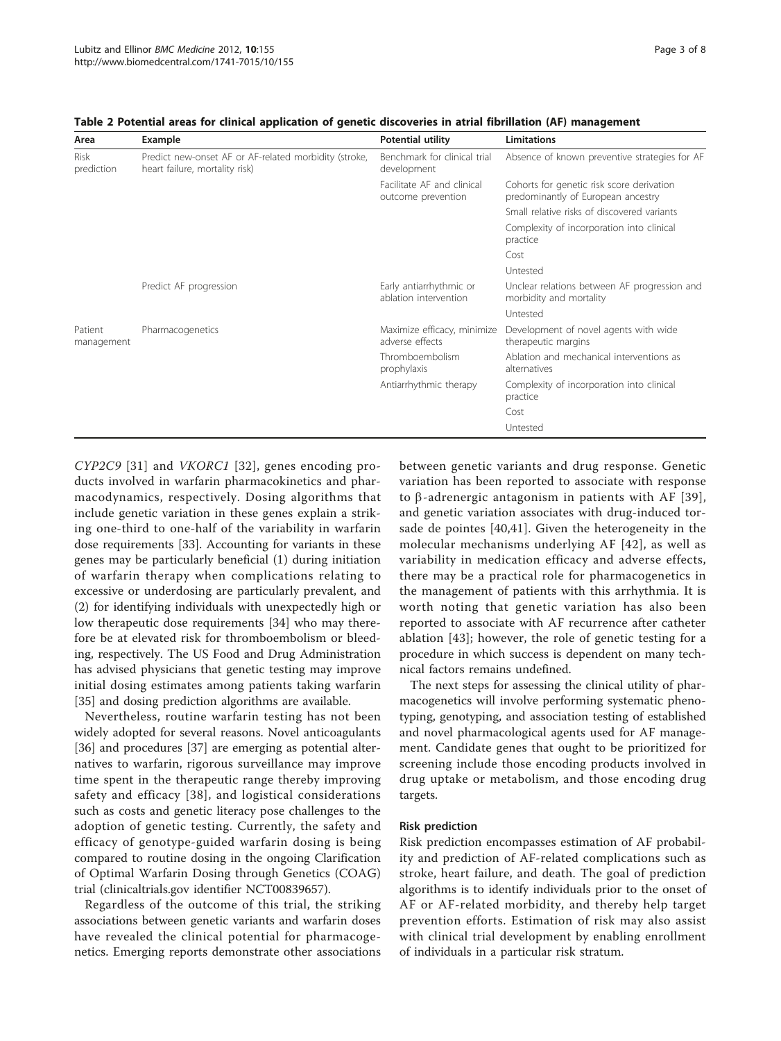**Table 2 Potential areas for clinical application of genetic discoveries in atrial fibrillation (AF) management**

| Area | Example | Potential utility | Limitations |
|---|---|---|---|
| Risk prediction | Predict new-onset AF or AF-related morbidity (stroke, heart failure, mortality risk) | Benchmark for clinical trial development | Absence of known preventive strategies for AF |
| | | Facilitate AF and clinical outcome prevention | Cohorts for genetic risk score derivation predominantly of European ancestry |
| | | | Small relative risks of discovered variants |
| | | | Complexity of incorporation into clinical practice |
| | | | Cost |
| | | | Untested |
| | Predict AF progression | Early antiarrhythmic or ablation intervention | Unclear relations between AF progression and morbidity and mortality |
| | | | Untested |
| Patient management | Pharmacogenetics | Maximize efficacy, minimize adverse effects | Development of novel agents with wide therapeutic margins |
| | | Thromboembolism prophylaxis | Ablation and mechanical interventions as alternatives |
| | | Antiarrhythmic therapy | Complexity of incorporation into clinical practice |
| | | | Cost |
| | | | Untested |

*CYP2C9* [31] and *VKORC1* [32], genes encoding products involved in warfarin pharmacokinetics and pharmacodynamics, respectively. Dosing algorithms that include genetic variation in these genes explain a striking one-third to one-half of the variability in warfarin dose requirements [33]. Accounting for variants in these genes may be particularly beneficial (1) during initiation of warfarin therapy when complications relating to excessive or underdosing are particularly prevalent, and (2) for identifying individuals with unexpectedly high or low therapeutic dose requirements [34] who may therefore be at elevated risk for thromboembolism or bleeding, respectively. The US Food and Drug Administration has advised physicians that genetic testing may improve initial dosing estimates among patients taking warfarin [35] and dosing prediction algorithms are available.

Nevertheless, routine warfarin testing has not been widely adopted for several reasons. Novel anticoagulants [36] and procedures [37] are emerging as potential alternatives to warfarin, rigorous surveillance may improve time spent in the therapeutic range thereby improving safety and efficacy [38], and logistical considerations such as costs and genetic literacy pose challenges to the adoption of genetic testing. Currently, the safety and efficacy of genotype-guided warfarin dosing is being compared to routine dosing in the ongoing Clarification of Optimal Warfarin Dosing through Genetics (COAG) trial (clinicaltrials.gov identifier NCT00839657).

Regardless of the outcome of this trial, the striking associations between genetic variants and warfarin doses have revealed the clinical potential for pharmacogenetics. Emerging reports demonstrate other associations between genetic variants and drug response. Genetic variation has been reported to associate with response to β-adrenergic antagonism in patients with AF [39], and genetic variation associates with drug-induced torsade de pointes [40,41]. Given the heterogeneity in the molecular mechanisms underlying AF [42], as well as variability in medication efficacy and adverse effects, there may be a practical role for pharmacogenetics in the management of patients with this arrhythmia. It is worth noting that genetic variation has also been reported to associate with AF recurrence after catheter ablation [43]; however, the role of genetic testing for a procedure in which success is dependent on many technical factors remains undefined.

The next steps for assessing the clinical utility of pharmacogenetics will involve performing systematic phenotyping, genotyping, and association testing of established and novel pharmacological agents used for AF management. Candidate genes that ought to be prioritized for screening include those encoding products involved in drug uptake or metabolism, and those encoding drug targets.

#### Risk prediction

Risk prediction encompasses estimation of AF probability and prediction of AF-related complications such as stroke, heart failure, and death. The goal of prediction algorithms is to identify individuals prior to the onset of AF or AF-related morbidity, and thereby help target prevention efforts. Estimation of risk may also assist with clinical trial development by enabling enrollment of individuals in a particular risk stratum.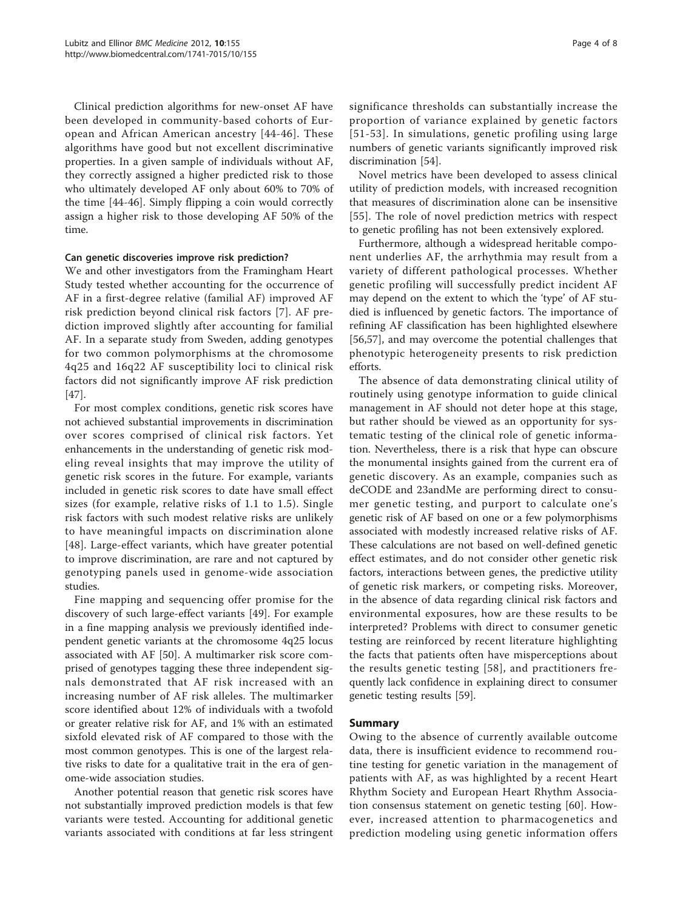Clinical prediction algorithms for new-onset AF have been developed in community-based cohorts of European and African American ancestry [44-46]. These algorithms have good but not excellent discriminative properties. In a given sample of individuals without AF, they correctly assigned a higher predicted risk to those who ultimately developed AF only about 60% to 70% of the time [44-46]. Simply flipping a coin would correctly assign a higher risk to those developing AF 50% of the time.

#### Can genetic discoveries improve risk prediction?

We and other investigators from the Framingham Heart Study tested whether accounting for the occurrence of AF in a first-degree relative (familial AF) improved AF risk prediction beyond clinical risk factors [7]. AF prediction improved slightly after accounting for familial AF. In a separate study from Sweden, adding genotypes for two common polymorphisms at the chromosome 4q25 and 16q22 AF susceptibility loci to clinical risk factors did not significantly improve AF risk prediction [47].

For most complex conditions, genetic risk scores have not achieved substantial improvements in discrimination over scores comprised of clinical risk factors. Yet enhancements in the understanding of genetic risk modeling reveal insights that may improve the utility of genetic risk scores in the future. For example, variants included in genetic risk scores to date have small effect sizes (for example, relative risks of 1.1 to 1.5). Single risk factors with such modest relative risks are unlikely to have meaningful impacts on discrimination alone [48]. Large-effect variants, which have greater potential to improve discrimination, are rare and not captured by genotyping panels used in genome-wide association studies.

Fine mapping and sequencing offer promise for the discovery of such large-effect variants [49]. For example in a fine mapping analysis we previously identified independent genetic variants at the chromosome 4q25 locus associated with AF [50]. A multimarker risk score comprised of genotypes tagging these three independent signals demonstrated that AF risk increased with an increasing number of AF risk alleles. The multimarker score identified about 12% of individuals with a twofold or greater relative risk for AF, and 1% with an estimated sixfold elevated risk of AF compared to those with the most common genotypes. This is one of the largest relative risks to date for a qualitative trait in the era of genome-wide association studies.

Another potential reason that genetic risk scores have not substantially improved prediction models is that few variants were tested. Accounting for additional genetic variants associated with conditions at far less stringent significance thresholds can substantially increase the proportion of variance explained by genetic factors [51-53]. In simulations, genetic profiling using large numbers of genetic variants significantly improved risk discrimination [54].

Novel metrics have been developed to assess clinical utility of prediction models, with increased recognition that measures of discrimination alone can be insensitive [55]. The role of novel prediction metrics with respect to genetic profiling has not been extensively explored.

Furthermore, although a widespread heritable component underlies AF, the arrhythmia may result from a variety of different pathological processes. Whether genetic profiling will successfully predict incident AF may depend on the extent to which the 'type' of AF studied is influenced by genetic factors. The importance of refining AF classification has been highlighted elsewhere [56,57], and may overcome the potential challenges that phenotypic heterogeneity presents to risk prediction efforts.

The absence of data demonstrating clinical utility of routinely using genotype information to guide clinical management in AF should not deter hope at this stage, but rather should be viewed as an opportunity for systematic testing of the clinical role of genetic information. Nevertheless, there is a risk that hype can obscure the monumental insights gained from the current era of genetic discovery. As an example, companies such as deCODE and 23andMe are performing direct to consumer genetic testing, and purport to calculate one's genetic risk of AF based on one or a few polymorphisms associated with modestly increased relative risks of AF. These calculations are not based on well-defined genetic effect estimates, and do not consider other genetic risk factors, interactions between genes, the predictive utility of genetic risk markers, or competing risks. Moreover, in the absence of data regarding clinical risk factors and environmental exposures, how are these results to be interpreted? Problems with direct to consumer genetic testing are reinforced by recent literature highlighting the facts that patients often have misperceptions about the results genetic testing [58], and practitioners frequently lack confidence in explaining direct to consumer genetic testing results [59].

## Summary

Owing to the absence of currently available outcome data, there is insufficient evidence to recommend routine testing for genetic variation in the management of patients with AF, as was highlighted by a recent Heart Rhythm Society and European Heart Rhythm Association consensus statement on genetic testing [60]. However, increased attention to pharmacogenetics and prediction modeling using genetic information offers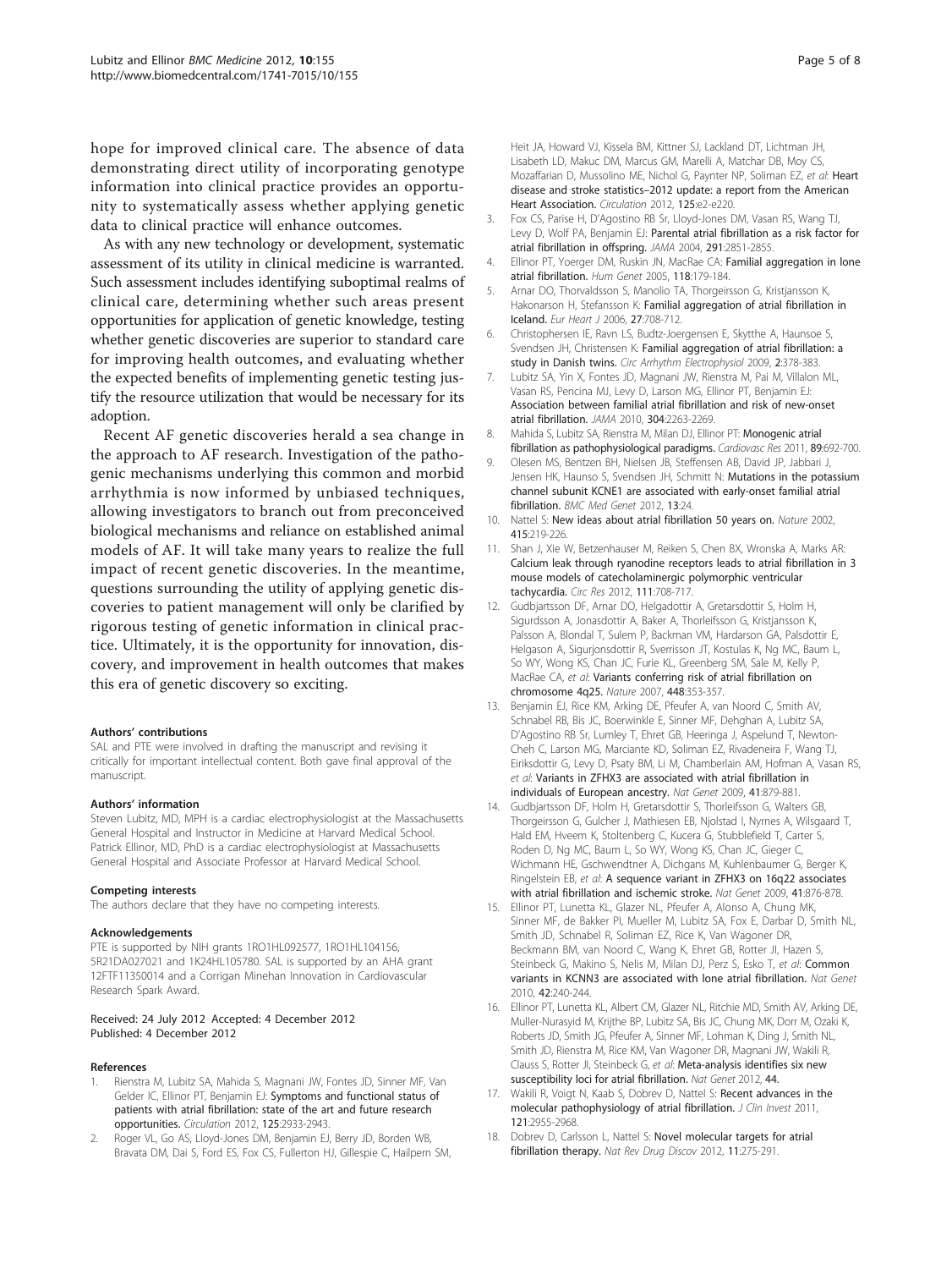hope for improved clinical care. The absence of data demonstrating direct utility of incorporating genotype information into clinical practice provides an opportunity to systematically assess whether applying genetic data to clinical practice will enhance outcomes.

As with any new technology or development, systematic assessment of its utility in clinical medicine is warranted. Such assessment includes identifying suboptimal realms of clinical care, determining whether such areas present opportunities for application of genetic knowledge, testing whether genetic discoveries are superior to standard care for improving health outcomes, and evaluating whether the expected benefits of implementing genetic testing justify the resource utilization that would be necessary for its adoption.

Recent AF genetic discoveries herald a sea change in the approach to AF research. Investigation of the pathogenic mechanisms underlying this common and morbid arrhythmia is now informed by unbiased techniques, allowing investigators to branch out from preconceived biological mechanisms and reliance on established animal models of AF. It will take many years to realize the full impact of recent genetic discoveries. In the meantime, questions surrounding the utility of applying genetic discoveries to patient management will only be clarified by rigorous testing of genetic information in clinical practice. Ultimately, it is the opportunity for innovation, discovery, and improvement in health outcomes that makes this era of genetic discovery so exciting.

#### Authors' contributions

SAL and PTE were involved in drafting the manuscript and revising it critically for important intellectual content. Both gave final approval of the manuscript.

#### Authors' information

Steven Lubitz, MD, MPH is a cardiac electrophysiologist at the Massachusetts General Hospital and Instructor in Medicine at Harvard Medical School. Patrick Ellinor, MD, PhD is a cardiac electrophysiologist at Massachusetts General Hospital and Associate Professor at Harvard Medical School.

#### Competing interests

The authors declare that they have no competing interests.

#### Acknowledgements

PTE is supported by NIH grants 1RO1HL092577, 1RO1HL104156, 5R21DA027021 and 1K24HL105780. SAL is supported by an AHA grant 12FTF11350014 and a Corrigan Minehan Innovation in Cardiovascular Research Spark Award.

Received: 24 July 2012 Accepted: 4 December 2012
Published: 4 December 2012

#### References

1. Rienstra M, Lubitz SA, Mahida S, Magnani JW, Fontes JD, Sinner MF, Van Gelder IC, Ellinor PT, Benjamin EJ: **Symptoms and functional status of patients with atrial fibrillation: state of the art and future research opportunities.** *Circulation* 2012, **125**:2933-2943.
2. Roger VL, Go AS, Lloyd-Jones DM, Benjamin EJ, Berry JD, Borden WB, Bravata DM, Dai S, Ford ES, Fox CS, Fullerton HJ, Gillespie C, Hailpern SM, Heit JA, Howard VJ, Kissela BM, Kittner SJ, Lackland DT, Lichtman JH, Lisabeth LD, Makuc DM, Marcus GM, Marelli A, Matchar DB, Moy CS, Mozaffarian D, Mussolino ME, Nichol G, Paynter NP, Soliman EZ, *et al*: **Heart disease and stroke statistics–2012 update: a report from the American Heart Association.** *Circulation* 2012, **125**:e2-e220.
3. Fox CS, Parise H, D'Agostino RB Sr, Lloyd-Jones DM, Vasan RS, Wang TJ, Levy D, Wolf PA, Benjamin EJ: **Parental atrial fibrillation as a risk factor for atrial fibrillation in offspring.** *JAMA* 2004, **291**:2851-2855.
4. Ellinor PT, Yoerger DM, Ruskin JN, MacRae CA: **Familial aggregation in lone atrial fibrillation.** *Hum Genet* 2005, **118**:179-184.
5. Arnar DO, Thorvaldsson S, Manolio TA, Thorgeirsson G, Kristjansson K, Hakonarson H, Stefansson K: **Familial aggregation of atrial fibrillation in Iceland.** *Eur Heart J* 2006, **27**:708-712.
6. Christophersen IE, Ravn LS, Budtz-Joergensen E, Skytthe A, Haunsoe S, Svendsen JH, Christensen K: **Familial aggregation of atrial fibrillation: a study in Danish twins.** *Circ Arrhythm Electrophysiol* 2009, **2**:378-383.
7. Lubitz SA, Yin X, Fontes JD, Magnani JW, Rienstra M, Pai M, Villalon ML, Vasan RS, Pencina MJ, Levy D, Larson MG, Ellinor PT, Benjamin EJ: **Association between familial atrial fibrillation and risk of new-onset atrial fibrillation.** *JAMA* 2010, **304**:2263-2269.
8. Mahida S, Lubitz SA, Rienstra M, Milan DJ, Ellinor PT: **Monogenic atrial fibrillation as pathophysiological paradigms.** *Cardiovasc Res* 2011, **89**:692-700.
9. Olesen MS, Bentzen BH, Nielsen JB, Steffensen AB, David JP, Jabbari J, Jensen HK, Haunso S, Svendsen JH, Schmitt N: **Mutations in the potassium channel subunit KCNE1 are associated with early-onset familial atrial fibrillation.** *BMC Med Genet* 2012, **13**:24.
10. Nattel S: **New ideas about atrial fibrillation 50 years on.** *Nature* 2002, **415**:219-226.
11. Shan J, Xie W, Betzenhauser M, Reiken S, Chen BX, Wronska A, Marks AR: **Calcium leak through ryanodine receptors leads to atrial fibrillation in 3 mouse models of catecholaminergic polymorphic ventricular tachycardia.** *Circ Res* 2012, **111**:708-717.
12. Gudbjartsson DF, Arnar DO, Helgadottir A, Gretarsdottir S, Holm H, Sigurdsson A, Jonasdottir A, Baker A, Thorleifsson G, Kristjansson K, Palsson A, Blondal T, Sulem P, Backman VM, Hardarson GA, Palsdottir E, Helgason A, Sigurjonsdottir R, Sverrisson JT, Kostulas K, Ng MC, Baum L, So WY, Wong KS, Chan JC, Furie KL, Greenberg SM, Sale M, Kelly P, MacRae CA, *et al*: **Variants conferring risk of atrial fibrillation on chromosome 4q25.** *Nature* 2007, **448**:353-357.
13. Benjamin EJ, Rice KM, Arking DE, Pfeufer A, van Noord C, Smith AV, Schnabel RB, Bis JC, Boerwinkle E, Sinner MF, Dehghan A, Lubitz SA, D'Agostino RB Sr, Lumley T, Ehret GB, Heeringa J, Aspelund T, Newton-Cheh C, Larson MG, Marciante KD, Soliman EZ, Rivadeneira F, Wang TJ, Eiriksdottir G, Levy D, Psaty BM, Li M, Chamberlain AM, Hofman A, Vasan RS, *et al*: **Variants in ZFHX3 are associated with atrial fibrillation in individuals of European ancestry.** *Nat Genet* 2009, **41**:879-881.
14. Gudbjartsson DF, Holm H, Gretarsdottir S, Thorleifsson G, Walters GB, Thorgeirsson G, Gulcher J, Mathiesen EB, Njolstad I, Nyrnes A, Wilsgaard T, Hald EM, Hveem K, Stoltenberg C, Kucera G, Stubblefield T, Carter S, Roden D, Ng MC, Baum L, So WY, Wong KS, Chan JC, Gieger C, Wichmann HE, Gschwendtner A, Dichgans M, Kuhlenbaumer G, Berger K, Ringelstein EB, *et al*: **A sequence variant in ZFHX3 on 16q22 associates with atrial fibrillation and ischemic stroke.** *Nat Genet* 2009, **41**:876-878.
15. Ellinor PT, Lunetta KL, Glazer NL, Pfeufer A, Alonso A, Chung MK, Sinner MF, de Bakker PI, Mueller M, Lubitz SA, Fox E, Darbar D, Smith NL, Smith JD, Schnabel R, Soliman EZ, Rice K, Van Wagoner DR, Beckmann BM, van Noord C, Wang K, Ehret GB, Rotter JI, Hazen S, Steinbeck G, Makino S, Nelis M, Milan DJ, Perz S, Esko T, *et al*: **Common variants in KCNN3 are associated with lone atrial fibrillation.** *Nat Genet* 2010, **42**:240-244.
16. Ellinor PT, Lunetta KL, Albert CM, Glazer NL, Ritchie MD, Smith AV, Arking DE, Muller-Nurasyid M, Krijthe BP, Lubitz SA, Bis JC, Chung MK, Dorr M, Ozaki K, Roberts JD, Smith JG, Pfeufer A, Sinner MF, Lohman K, Ding J, Smith NL, Smith JD, Rienstra M, Rice KM, Van Wagoner DR, Magnani JW, Wakili R, Clauss S, Rotter JI, Steinbeck G, *et al*: **Meta-analysis identifies six new susceptibility loci for atrial fibrillation.** *Nat Genet* 2012, **44**.
17. Wakili R, Voigt N, Kaab S, Dobrev D, Nattel S: **Recent advances in the molecular pathophysiology of atrial fibrillation.** *J Clin Invest* 2011, **121**:2955-2968.
18. Dobrev D, Carlsson L, Nattel S: **Novel molecular targets for atrial fibrillation therapy.** *Nat Rev Drug Discov* 2012, **11**:275-291.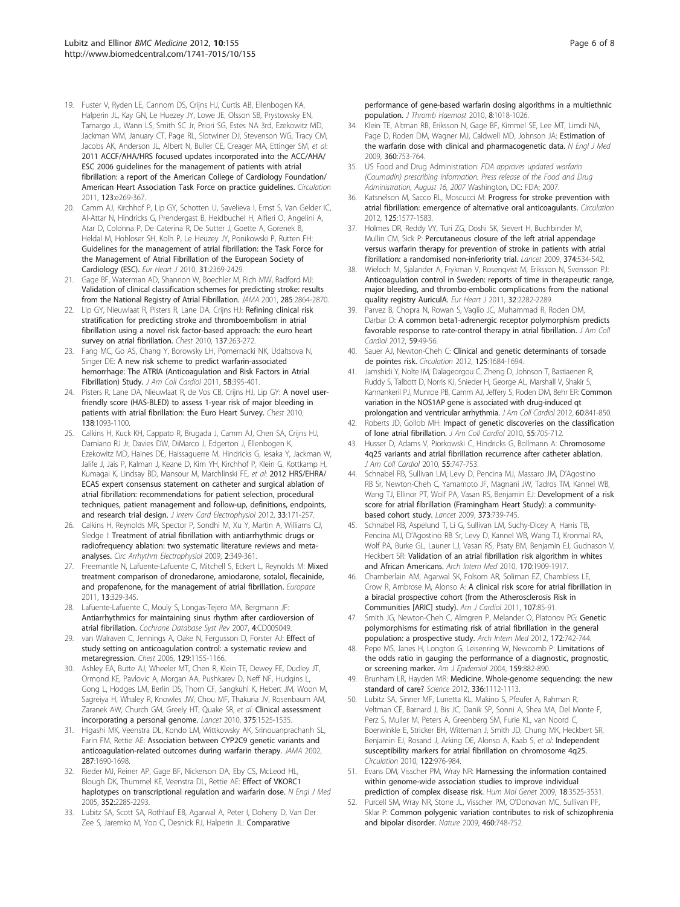19. Fuster V, Ryden LE, Cannom DS, Crijns HJ, Curtis AB, Ellenbogen KA, Halperin JL, Kay GN, Le Huezey JY, Lowe JE, Olsson SB, Prystowsky EN, Tamargo JL, Wann LS, Smith SC Jr, Priori SG, Estes NA 3rd, Ezekowitz MD, Jackman WM, January CT, Page RL, Slotwiner DJ, Stevenson WG, Tracy CM, Jacobs AK, Anderson JL, Albert N, Buller CE, Creager MA, Ettinger SM, *et al*: **2011 ACCF/AHA/HRS focused updates incorporated into the ACC/AHA/ESC 2006 guidelines for the management of patients with atrial fibrillation: a report of the American College of Cardiology Foundation/American Heart Association Task Force on practice guidelines.** *Circulation* 2011, **123**:e269-367.
20. Camm AJ, Kirchhof P, Lip GY, Schotten U, Savelieva I, Ernst S, Van Gelder IC, Al-Attar N, Hindricks G, Prendergast B, Heidbuchel H, Alfieri O, Angelini A, Atar D, Colonna P, De Caterina R, De Sutter J, Goette A, Gorenek B, Heldal M, Hohloser SH, Kolh P, Le Heuzey JY, Ponikowski P, Rutten FH: **Guidelines for the management of atrial fibrillation: the Task Force for the Management of Atrial Fibrillation of the European Society of Cardiology (ESC).** *Eur Heart J* 2010, **31**:2369-2429.
21. Gage BF, Waterman AD, Shannon W, Boechler M, Rich MW, Radford MJ: **Validation of clinical classification schemes for predicting stroke: results from the National Registry of Atrial Fibrillation.** *JAMA* 2001, **285**:2864-2870.
22. Lip GY, Nieuwlaat R, Pisters R, Lane DA, Crijns HJ: **Refining clinical risk stratification for predicting stroke and thromboembolism in atrial fibrillation using a novel risk factor-based approach: the euro heart survey on atrial fibrillation.** *Chest* 2010, **137**:263-272.
23. Fang MC, Go AS, Chang Y, Borowsky LH, Pomernacki NK, Udaltsova N, Singer DE: **A new risk scheme to predict warfarin-associated hemorrhage: The ATRIA (Anticoagulation and Risk Factors in Atrial Fibrillation) Study.** *J Am Coll Cardiol* 2011, **58**:395-401.
24. Pisters R, Lane DA, Nieuwlaat R, de Vos CB, Crijns HJ, Lip GY: **A novel user-friendly score (HAS-BLED) to assess 1-year risk of major bleeding in patients with atrial fibrillation: the Euro Heart Survey.** *Chest* 2010, **138**:1093-1100.
25. Calkins H, Kuck KH, Cappato R, Brugada J, Camm AJ, Chen SA, Crijns HJ, Damiano RJ Jr, Davies DW, DiMarco J, Edgerton J, Ellenbogen K, Ezekowitz MD, Haines DE, Haissaguerre M, Hindricks G, Iesaka Y, Jackman W, Jalife J, Jais P, Kalman J, Keane D, Kim YH, Kirchhof P, Klein G, Kottkamp H, Kumagai K, Lindsay BD, Mansour M, Marchlinski FE, *et al*: **2012 HRS/EHRA/ECAS expert consensus statement on catheter and surgical ablation of atrial fibrillation: recommendations for patient selection, procedural techniques, patient management and follow-up, definitions, endpoints, and research trial design.** *J Interv Card Electrophysiol* 2012, **33**:171-257.
26. Calkins H, Reynolds MR, Spector P, Sondhi M, Xu Y, Martin A, Williams CJ, Sledge I: **Treatment of atrial fibrillation with antiarrhythmic drugs or radiofrequency ablation: two systematic literature reviews and meta-analyses.** *Circ Arrhythm Electrophysiol* 2009, **2**:349-361.
27. Freemantle N, Lafuente-Lafuente C, Mitchell S, Eckert L, Reynolds M: **Mixed treatment comparison of dronedarone, amiodarone, sotalol, flecainide, and propafenone, for the management of atrial fibrillation.** *Europace* 2011, **13**:329-345.
28. Lafuente-Lafuente C, Mouly S, Longas-Tejero MA, Bergmann JF: **Antiarrhythmics for maintaining sinus rhythm after cardioversion of atrial fibrillation.** *Cochrane Database Syst Rev* 2007, **4**:CD005049.
29. van Walraven C, Jennings A, Oake N, Fergusson D, Forster AJ: **Effect of study setting on anticoagulation control: a systematic review and metaregression.** *Chest* 2006, **129**:1155-1166.
30. Ashley EA, Butte AJ, Wheeler MT, Chen R, Klein TE, Dewey FE, Dudley JT, Ormond KE, Pavlovic A, Morgan AA, Pushkarev D, Neff NF, Hudgins L, Gong L, Hodges LM, Berlin DS, Thorn CF, Sangkuhl K, Hebert JM, Woon M, Sagreiya H, Whaley R, Knowles JW, Chou MF, Thakuria JV, Rosenbaum AM, Zaranek AW, Church GM, Greely HT, Quake SR, *et al*: **Clinical assessment incorporating a personal genome.** *Lancet* 2010, **375**:1525-1535.
31. Higashi MK, Veenstra DL, Kondo LM, Wittkowsky AK, Srinouanprachanh SL, Farin FM, Rettie AE: **Association between CYP2C9 genetic variants and anticoagulation-related outcomes during warfarin therapy.** *JAMA* 2002, **287**:1690-1698.
32. Rieder MJ, Reiner AP, Gage BF, Nickerson DA, Eby CS, McLeod HL, Blough DK, Thummel KE, Veenstra DL, Rettie AE: **Effect of VKORC1 haplotypes on transcriptional regulation and warfarin dose.** *N Engl J Med* 2005, **352**:2285-2293.
33. Lubitz SA, Scott SA, Rothlauf EB, Agarwal A, Peter I, Doheny D, Van Der Zee S, Jaremko M, Yoo C, Desnick RJ, Halperin JL: **Comparative performance of gene-based warfarin dosing algorithms in a multiethnic population.** *J Thromb Haemost* 2010, **8**:1018-1026.
34. Klein TE, Altman RB, Eriksson N, Gage BF, Kimmel SE, Lee MT, Limdi NA, Page D, Roden DM, Wagner MJ, Caldwell MD, Johnson JA: **Estimation of the warfarin dose with clinical and pharmacogenetic data.** *N Engl J Med* 2009, **360**:753-764.
35. US Food and Drug Administration: *FDA approves updated warfarin (Coumadin) prescribing information. Press release of the Food and Drug Administration, August 16, 2007* Washington, DC: FDA; 2007.
36. Katsnelson M, Sacco RL, Moscucci M: **Progress for stroke prevention with atrial fibrillation: emergence of alternative oral anticoagulants.** *Circulation* 2012, **125**:1577-1583.
37. Holmes DR, Reddy VY, Turi ZG, Doshi SK, Sievert H, Buchbinder M, Mullin CM, Sick P: **Percutaneous closure of the left atrial appendage versus warfarin therapy for prevention of stroke in patients with atrial fibrillation: a randomised non-inferiority trial.** *Lancet* 2009, **374**:534-542.
38. Wieloch M, Sjalander A, Frykman V, Rosenqvist M, Eriksson N, Svensson PJ: **Anticoagulation control in Sweden: reports of time in therapeutic range, major bleeding, and thrombo-embolic complications from the national quality registry AuriculA.** *Eur Heart J* 2011, **32**:2282-2289.
39. Parvez B, Chopra N, Rowan S, Vaglio JC, Muhammad R, Roden DM, Darbar D: **A common beta1-adrenergic receptor polymorphism predicts favorable response to rate-control therapy in atrial fibrillation.** *J Am Coll Cardiol* 2012, **59**:49-56.
40. Sauer AJ, Newton-Cheh C: **Clinical and genetic determinants of torsade de pointes risk.** *Circulation* 2012, **125**:1684-1694.
41. Jamshidi Y, Nolte IM, Dalageorgou C, Zheng D, Johnson T, Bastiaenen R, Ruddy S, Talbott D, Norris KJ, Snieder H, George AL, Marshall V, Shakir S, Kannankeril PJ, Munroe PB, Camm AJ, Jeffery S, Roden DM, Behr ER: **Common variation in the NOS1AP gene is associated with drug-induced qt prolongation and ventricular arrhythmia.** *J Am Coll Cardiol* 2012, **60**:841-850.
42. Roberts JD, Gollob MH: **Impact of genetic discoveries on the classification of lone atrial fibrillation.** *J Am Coll Cardiol* 2010, **55**:705-712.
43. Husser D, Adams V, Piorkowski C, Hindricks G, Bollmann A: **Chromosome 4q25 variants and atrial fibrillation recurrence after catheter ablation.** *J Am Coll Cardiol* 2010, **55**:747-753.
44. Schnabel RB, Sullivan LM, Levy D, Pencina MJ, Massaro JM, D'Agostino RB Sr, Newton-Cheh C, Yamamoto JF, Magnani JW, Tadros TM, Kannel WB, Wang TJ, Ellinor PT, Wolf PA, Vasan RS, Benjamin EJ: **Development of a risk score for atrial fibrillation (Framingham Heart Study): a community-based cohort study.** *Lancet* 2009, **373**:739-745.
45. Schnabel RB, Aspelund T, Li G, Sullivan LM, Suchy-Dicey A, Harris TB, Pencina MJ, D'Agostino RB Sr, Levy D, Kannel WB, Wang TJ, Kronmal RA, Wolf PA, Burke GL, Launer LJ, Vasan RS, Psaty BM, Benjamin EJ, Gudnason V, Heckbert SR: **Validation of an atrial fibrillation risk algorithm in whites and African Americans.** *Arch Intern Med* 2010, **170**:1909-1917.
46. Chamberlain AM, Agarwal SK, Folsom AR, Soliman EZ, Chambless LE, Crow R, Ambrose M, Alonso A: **A clinical risk score for atrial fibrillation in a biracial prospective cohort (from the Atherosclerosis Risk in Communities [ARIC] study).** *Am J Cardiol* 2011, **107**:85-91.
47. Smith JG, Newton-Cheh C, Almgren P, Melander O, Platonov PG: **Genetic polymorphisms for estimating risk of atrial fibrillation in the general population: a prospective study.** *Arch Intern Med* 2012, **172**:742-744.
48. Pepe MS, Janes H, Longton G, Leisenring W, Newcomb P: **Limitations of the odds ratio in gauging the performance of a diagnostic, prognostic, or screening marker.** *Am J Epidemiol* 2004, **159**:882-890.
49. Brunham LR, Hayden MR: **Medicine. Whole-genome sequencing: the new standard of care?** *Science* 2012, **336**:1112-1113.
50. Lubitz SA, Sinner MF, Lunetta KL, Makino S, Pfeufer A, Rahman R, Veltman CE, Barnard J, Bis JC, Danik SP, Sonni A, Shea MA, Del Monte F, Perz S, Muller M, Peters A, Greenberg SM, Furie KL, van Noord C, Boerwinkle E, Stricker BH, Witteman J, Smith JD, Chung MK, Heckbert SR, Benjamin EJ, Rosand J, Arking DE, Alonso A, Kaab S, *et al*: **Independent susceptibility markers for atrial fibrillation on chromosome 4q25.** *Circulation* 2010, **122**:976-984.
51. Evans DM, Visscher PM, Wray NR: **Harnessing the information contained within genome-wide association studies to improve individual prediction of complex disease risk.** *Hum Mol Genet* 2009, **18**:3525-3531.
52. Purcell SM, Wray NR, Stone JL, Visscher PM, O'Donovan MC, Sullivan PF, Sklar P: **Common polygenic variation contributes to risk of schizophrenia and bipolar disorder.** *Nature* 2009, **460**:748-752.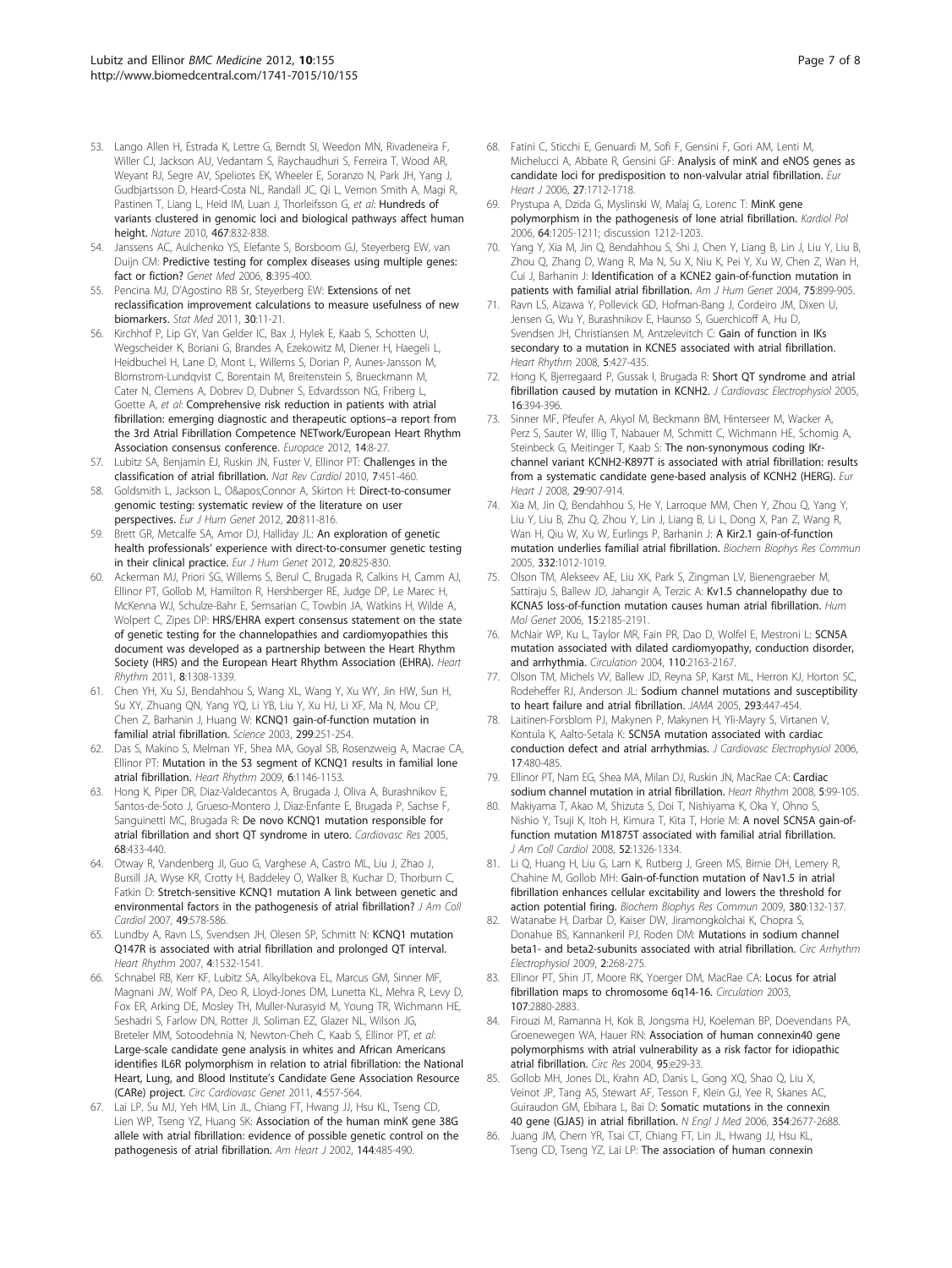53. Lango Allen H, Estrada K, Lettre G, Berndt SI, Weedon MN, Rivadeneira F, Willer CJ, Jackson AU, Vedantam S, Raychaudhuri S, Ferreira T, Wood AR, Weyant RJ, Segre AV, Speliotes EK, Wheeler E, Soranzo N, Park JH, Yang J, Gudbjartsson D, Heard-Costa NL, Randall JC, Qi L, Vernon Smith A, Magi R, Pastinen T, Liang L, Heid IM, Luan J, Thorleifsson G, *et al*: **Hundreds of variants clustered in genomic loci and biological pathways affect human height.** *Nature* 2010, **467**:832-838.
54. Janssens AC, Aulchenko YS, Elefante S, Borsboom GJ, Steyerberg EW, van Duijn CM: **Predictive testing for complex diseases using multiple genes: fact or fiction?** *Genet Med* 2006, **8**:395-400.
55. Pencina MJ, D'Agostino RB Sr, Steyerberg EW: **Extensions of net reclassification improvement calculations to measure usefulness of new biomarkers.** *Stat Med* 2011, **30**:11-21.
56. Kirchhof P, Lip GY, Van Gelder IC, Bax J, Hylek E, Kaab S, Schotten U, Wegscheider K, Boriani G, Brandes A, Ezekowitz M, Diener H, Haegeli L, Heidbuchel H, Lane D, Mont L, Willems S, Dorian P, Aunes-Jansson M, Blomstrom-Lundqvist C, Borentain M, Breitenstein S, Brueckmann M, Cater N, Clemens A, Dobrev D, Dubner S, Edvardsson NG, Friberg L, Goette A, *et al*: **Comprehensive risk reduction in patients with atrial fibrillation: emerging diagnostic and therapeutic options–a report from the 3rd Atrial Fibrillation Competence NETwork/European Heart Rhythm Association consensus conference.** *Europace* 2012, **14**:8-27.
57. Lubitz SA, Benjamin EJ, Ruskin JN, Fuster V, Ellinor PT: **Challenges in the classification of atrial fibrillation.** *Nat Rev Cardiol* 2010, **7**:451-460.
58. Goldsmith L, Jackson L, O&apos;Connor A, Skirton H: **Direct-to-consumer genomic testing: systematic review of the literature on user perspectives.** *Eur J Hum Genet* 2012, **20**:811-816.
59. Brett GR, Metcalfe SA, Amor DJ, Halliday JL: **An exploration of genetic health professionals' experience with direct-to-consumer genetic testing in their clinical practice.** *Eur J Hum Genet* 2012, **20**:825-830.
60. Ackerman MJ, Priori SG, Willems S, Berul C, Brugada R, Calkins H, Camm AJ, Ellinor PT, Gollob M, Hamilton R, Hershberger RE, Judge DP, Le Marec H, McKenna WJ, Schulze-Bahr E, Semsarian C, Towbin JA, Watkins H, Wilde A, Wolpert C, Zipes DP: **HRS/EHRA expert consensus statement on the state of genetic testing for the channelopathies and cardiomyopathies this document was developed as a partnership between the Heart Rhythm Society (HRS) and the European Heart Rhythm Association (EHRA).** *Heart Rhythm* 2011, **8**:1308-1339.
61. Chen YH, Xu SJ, Bendahhou S, Wang XL, Wang Y, Xu WY, Jin HW, Sun H, Su XY, Zhuang QN, Yang YQ, Li YB, Liu Y, Xu HJ, Li XF, Ma N, Mou CP, Chen Z, Barhanin J, Huang W: **KCNQ1 gain-of-function mutation in familial atrial fibrillation.** *Science* 2003, **299**:251-254.
62. Das S, Makino S, Melman YF, Shea MA, Goyal SB, Rosenzweig A, Macrae CA, Ellinor PT: **Mutation in the S3 segment of KCNQ1 results in familial lone atrial fibrillation.** *Heart Rhythm* 2009, **6**:1146-1153.
63. Hong K, Piper DR, Diaz-Valdecantos A, Brugada J, Oliva A, Burashnikov E, Santos-de-Soto J, Grueso-Montero J, Diaz-Enfante E, Brugada P, Sachse F, Sanguinetti MC, Brugada R: **De novo KCNQ1 mutation responsible for atrial fibrillation and short QT syndrome in utero.** *Cardiovasc Res* 2005, **68**:433-440.
64. Otway R, Vandenberg JI, Guo G, Varghese A, Castro ML, Liu J, Zhao J, Bursill JA, Wyse KR, Crotty H, Baddeley O, Walker B, Kuchar D, Thorburn C, Fatkin D: **Stretch-sensitive KCNQ1 mutation A link between genetic and environmental factors in the pathogenesis of atrial fibrillation?** *J Am Coll Cardiol* 2007, **49**:578-586.
65. Lundby A, Ravn LS, Svendsen JH, Olesen SP, Schmitt N: **KCNQ1 mutation Q147R is associated with atrial fibrillation and prolonged QT interval.** *Heart Rhythm* 2007, **4**:1532-1541.
66. Schnabel RB, Kerr KF, Lubitz SA, Alkylbekova EL, Marcus GM, Sinner MF, Magnani JW, Wolf PA, Deo R, Lloyd-Jones DM, Lunetta KL, Mehra R, Levy D, Fox ER, Arking DE, Mosley TH, Muller-Nurasyid M, Young TR, Wichmann HE, Seshadri S, Farlow DN, Rotter JI, Soliman EZ, Glazer NL, Wilson JG, Breteler MM, Sotoodehnia N, Newton-Cheh C, Kaab S, Ellinor PT, *et al*: **Large-scale candidate gene analysis in whites and African Americans identifies IL6R polymorphism in relation to atrial fibrillation: the National Heart, Lung, and Blood Institute's Candidate Gene Association Resource (CARe) project.** *Circ Cardiovasc Genet* 2011, **4**:557-564.
67. Lai LP, Su MJ, Yeh HM, Lin JL, Chiang FT, Hwang JJ, Hsu KL, Tseng CD, Lien WP, Tseng YZ, Huang SK: **Association of the human minK gene 38G allele with atrial fibrillation: evidence of possible genetic control on the pathogenesis of atrial fibrillation.** *Am Heart J* 2002, **144**:485-490.
68. Fatini C, Sticchi E, Genuardi M, Sofi F, Gensini F, Gori AM, Lenti M, Michelucci A, Abbate R, Gensini GF: **Analysis of minK and eNOS genes as candidate loci for predisposition to non-valvular atrial fibrillation.** *Eur Heart J* 2006, **27**:1712-1718.
69. Prystupa A, Dzida G, Myslinski W, Malaj G, Lorenc T: **MinK gene polymorphism in the pathogenesis of lone atrial fibrillation.** *Kardiol Pol* 2006, **64**:1205-1211; discussion 1212-1203.
70. Yang Y, Xia M, Jin Q, Bendahhou S, Shi J, Chen Y, Liang B, Lin J, Liu Y, Liu B, Zhou Q, Zhang D, Wang R, Ma N, Su X, Niu K, Pei Y, Xu W, Chen Z, Wan H, Cui J, Barhanin J: **Identification of a KCNE2 gain-of-function mutation in patients with familial atrial fibrillation.** *Am J Hum Genet* 2004, **75**:899-905.
71. Ravn LS, Aizawa Y, Pollevick GD, Hofman-Bang J, Cordeiro JM, Dixen U, Jensen G, Wu Y, Burashnikov E, Haunso S, Guerchicoff A, Hu D, Svendsen JH, Christiansen M, Antzelevitch C: **Gain of function in IKs secondary to a mutation in KCNE5 associated with atrial fibrillation.** *Heart Rhythm* 2008, **5**:427-435.
72. Hong K, Bjerregaard P, Gussak I, Brugada R: **Short QT syndrome and atrial fibrillation caused by mutation in KCNH2.** *J Cardiovasc Electrophysiol* 2005, **16**:394-396.
73. Sinner MF, Pfeufer A, Akyol M, Beckmann BM, Hinterseer M, Wacker A, Perz S, Sauter W, Illig T, Nabauer M, Schmitt C, Wichmann HE, Schomig A, Steinbeck G, Meitinger T, Kaab S: **The non-synonymous coding IKr-channel variant KCNH2-K897T is associated with atrial fibrillation: results from a systematic candidate gene-based analysis of KCNH2 (HERG).** *Eur Heart J* 2008, **29**:907-914.
74. Xia M, Jin Q, Bendahhou S, He Y, Larroque MM, Chen Y, Zhou Q, Yang Y, Liu Y, Liu B, Zhu Q, Zhou Y, Lin J, Liang B, Li L, Dong X, Pan Z, Wang R, Wan H, Qiu W, Xu W, Eurlings P, Barhanin J: **A Kir2.1 gain-of-function mutation underlies familial atrial fibrillation.** *Biochem Biophys Res Commun* 2005, **332**:1012-1019.
75. Olson TM, Alekseev AE, Liu XK, Park S, Zingman LV, Bienengraeber M, Sattiraju S, Ballew JD, Jahangir A, Terzic A: **Kv1.5 channelopathy due to KCNA5 loss-of-function mutation causes human atrial fibrillation.** *Hum Mol Genet* 2006, **15**:2185-2191.
76. McNair WP, Ku L, Taylor MR, Fain PR, Dao D, Wolfel E, Mestroni L: **SCN5A mutation associated with dilated cardiomyopathy, conduction disorder, and arrhythmia.** *Circulation* 2004, **110**:2163-2167.
77. Olson TM, Michels VV, Ballew JD, Reyna SP, Karst ML, Herron KJ, Horton SC, Rodeheffer RJ, Anderson JL: **Sodium channel mutations and susceptibility to heart failure and atrial fibrillation.** *JAMA* 2005, **293**:447-454.
78. Laitinen-Forsblom PJ, Makynen P, Makynen H, Yli-Mayry S, Virtanen V, Kontula K, Aalto-Setala K: **SCN5A mutation associated with cardiac conduction defect and atrial arrhythmias.** *J Cardiovasc Electrophysiol* 2006, **17**:480-485.
79. Ellinor PT, Nam EG, Shea MA, Milan DJ, Ruskin JN, MacRae CA: **Cardiac sodium channel mutation in atrial fibrillation.** *Heart Rhythm* 2008, **5**:99-105.
80. Makiyama T, Akao M, Shizuta S, Doi T, Nishiyama K, Oka Y, Ohno S, Nishio Y, Tsuji K, Itoh H, Kimura T, Kita T, Horie M: **A novel SCN5A gain-of-function mutation M1875T associated with familial atrial fibrillation.** *J Am Coll Cardiol* 2008, **52**:1326-1334.
81. Li Q, Huang H, Liu G, Lam K, Rutberg J, Green MS, Birnie DH, Lemery R, Chahine M, Gollob MH: **Gain-of-function mutation of Nav1.5 in atrial fibrillation enhances cellular excitability and lowers the threshold for action potential firing.** *Biochem Biophys Res Commun* 2009, **380**:132-137.
82. Watanabe H, Darbar D, Kaiser DW, Jiramongkolchai K, Chopra S, Donahue BS, Kannankeril PJ, Roden DM: **Mutations in sodium channel beta1- and beta2-subunits associated with atrial fibrillation.** *Circ Arrhythm Electrophysiol* 2009, **2**:268-275.
83. Ellinor PT, Shin JT, Moore RK, Yoerger DM, MacRae CA: **Locus for atrial fibrillation maps to chromosome 6q14-16.** *Circulation* 2003, **107**:2880-2883.
84. Firouzi M, Ramanna H, Kok B, Jongsma HJ, Koeleman BP, Doevendans PA, Groenewegen WA, Hauer RN: **Association of human connexin40 gene polymorphisms with atrial vulnerability as a risk factor for idiopathic atrial fibrillation.** *Circ Res* 2004, **95**:e29-33.
85. Gollob MH, Jones DL, Krahn AD, Danis L, Gong XQ, Shao Q, Liu X, Veinot JP, Tang AS, Stewart AF, Tesson F, Klein GJ, Yee R, Skanes AC, Guiraudon GM, Ebihara L, Bai D: **Somatic mutations in the connexin 40 gene (GJA5) in atrial fibrillation.** *N Engl J Med* 2006, **354**:2677-2688.
86. Juang JM, Chern YR, Tsai CT, Chiang FT, Lin JL, Hwang JJ, Hsu KL, Tseng CD, Tseng YZ, Lai LP: **The association of human connexin**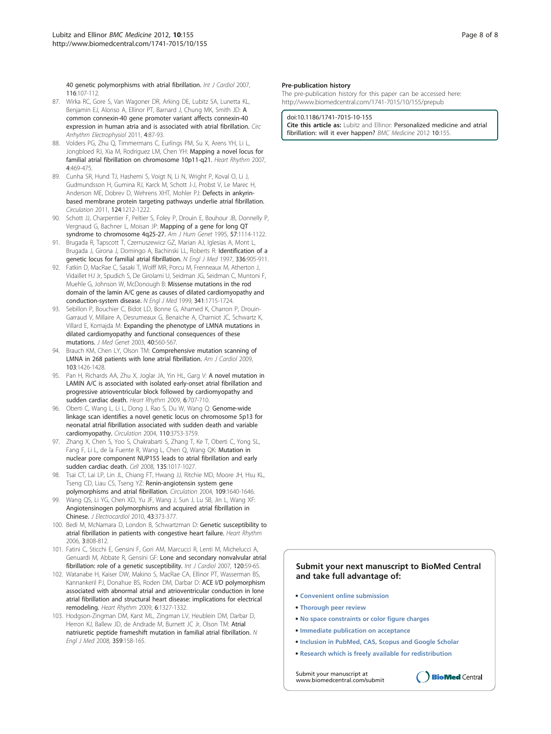40 genetic polymorphisms with atrial fibrillation. *Int J Cardiol* 2007, **116**:107-112.

87. Wirka RC, Gore S, Van Wagoner DR, Arking DE, Lubitz SA, Lunetta KL, Benjamin EJ, Alonso A, Ellinor PT, Barnard J, Chung MK, Smith JD: **A common connexin-40 gene promoter variant affects connexin-40 expression in human atria and is associated with atrial fibrillation.** *Circ Arrhythm Electrophysiol* 2011, **4**:87-93.
88. Volders PG, Zhu Q, Timmermans C, Eurlings PM, Su X, Arens YH, Li L, Jongbloed RJ, Xia M, Rodriguez LM, Chen YH: **Mapping a novel locus for familial atrial fibrillation on chromosome 10p11-q21.** *Heart Rhythm* 2007, **4**:469-475.
89. Cunha SR, Hund TJ, Hashemi S, Voigt N, Li N, Wright P, Koval O, Li J, Gudmundsson H, Gumina RJ, Karck M, Schott J-J, Probst V, Le Marec H, Anderson ME, Dobrev D, Wehrens XHT, Mohler PJ: **Defects in ankyrin-based membrane protein targeting pathways underlie atrial fibrillation.** *Circulation* 2011, **124**:1212-1222.
90. Schott JJ, Charpentier F, Peltier S, Foley P, Drouin E, Bouhour JB, Donnelly P, Vergnaud G, Bachner L, Moisan JP: **Mapping of a gene for long QT syndrome to chromosome 4q25-27.** *Am J Hum Genet* 1995, **57**:1114-1122.
91. Brugada R, Tapscott T, Czernuszewicz GZ, Marian AJ, Iglesias A, Mont L, Brugada J, Girona J, Domingo A, Bachinski LL, Roberts R: **Identification of a genetic locus for familial atrial fibrillation.** *N Engl J Med* 1997, **336**:905-911.
92. Fatkin D, MacRae C, Sasaki T, Wolff MR, Porcu M, Frenneaux M, Atherton J, Vidaillet HJ Jr, Spudich S, De Girolami U, Seidman JG, Seidman C, Muntoni F, Muehle G, Johnson W, McDonough B: **Missense mutations in the rod domain of the lamin A/C gene as causes of dilated cardiomyopathy and conduction-system disease.** *N Engl J Med* 1999, **341**:1715-1724.
93. Sebillon P, Bouchier C, Bidot LD, Bonne G, Ahamed K, Charron P, Drouin-Garraud V, Millaire A, Desrumeaux G, Benaiche A, Charniot JC, Schwartz K, Villard E, Komajda M: **Expanding the phenotype of LMNA mutations in dilated cardiomyopathy and functional consequences of these mutations.** *J Med Genet* 2003, **40**:560-567.
94. Brauch KM, Chen LY, Olson TM: **Comprehensive mutation scanning of LMNA in 268 patients with lone atrial fibrillation.** *Am J Cardiol* 2009, **103**:1426-1428.
95. Pan H, Richards AA, Zhu X, Joglar JA, Yin HL, Garg V: **A novel mutation in LAMIN A/C is associated with isolated early-onset atrial fibrillation and progressive atrioventricular block followed by cardiomyopathy and sudden cardiac death.** *Heart Rhythm* 2009, **6**:707-710.
96. Oberti C, Wang L, Li L, Dong J, Rao S, Du W, Wang Q: **Genome-wide linkage scan identifies a novel genetic locus on chromosome 5p13 for neonatal atrial fibrillation associated with sudden death and variable cardiomyopathy.** *Circulation* 2004, **110**:3753-3759.
97. Zhang X, Chen S, Yoo S, Chakrabarti S, Zhang T, Ke T, Oberti C, Yong SL, Fang F, Li L, de la Fuente R, Wang L, Chen Q, Wang QK: **Mutation in nuclear pore component NUP155 leads to atrial fibrillation and early sudden cardiac death.** *Cell* 2008, **135**:1017-1027.
98. Tsai CT, Lai LP, Lin JL, Chiang FT, Hwang JJ, Ritchie MD, Moore JH, Hsu KL, Tseng CD, Liau CS, Tseng YZ: **Renin-angiotensin system gene polymorphisms and atrial fibrillation.** *Circulation* 2004, **109**:1640-1646.
99. Wang QS, Li YG, Chen XD, Yu JF, Wang J, Sun J, Lu SB, Jin L, Wang XF: **Angiotensinogen polymorphisms and acquired atrial fibrillation in Chinese.** *J Electrocardiol* 2010, **43**:373-377.
100. Bedi M, McNamara D, London B, Schwartzman D: **Genetic susceptibility to atrial fibrillation in patients with congestive heart failure.** *Heart Rhythm* 2006, **3**:808-812.
101. Fatini C, Sticchi E, Gensini F, Gori AM, Marcucci R, Lenti M, Michelucci A, Genuardi M, Abbate R, Gensini GF: **Lone and secondary nonvalvular atrial fibrillation: role of a genetic susceptibility.** *Int J Cardiol* 2007, **120**:59-65.
102. Watanabe H, Kaiser DW, Makino S, MacRae CA, Ellinor PT, Wasserman BS, Kannankeril PJ, Donahue BS, Roden DM, Darbar D: **ACE I/D polymorphism associated with abnormal atrial and atrioventricular conduction in lone atrial fibrillation and structural heart disease: implications for electrical remodeling.** *Heart Rhythm* 2009, **6**:1327-1332.
103. Hodgson-Zingman DM, Karst ML, Zingman LV, Heublein DM, Darbar D, Herron KJ, Ballew JD, de Andrade M, Burnett JC Jr, Olson TM: **Atrial natriuretic peptide frameshift mutation in familial atrial fibrillation.** *N Engl J Med* 2008, **359**:158-165.

### Pre-publication history

The pre-publication history for this paper can be accessed here: http://www.biomedcentral.com/1741-7015/10/155/prepub

doi:10.1186/1741-7015-10-155

**Cite this article as:** Lubitz and Ellinor: Personalized medicine and atrial fibrillation: will it ever happen? *BMC Medicine* 2012 **10**:155.

### Submit your next manuscript to BioMed Central and take full advantage of:

- **Convenient online submission**
- **Thorough peer review**
- **No space constraints or color figure charges**
- **Immediate publication on acceptance**
- **Inclusion in PubMed, CAS, Scopus and Google Scholar**
- **Research which is freely available for redistribution**

Submit your manuscript at www.biomedcentral.com/submit

BioMed Central